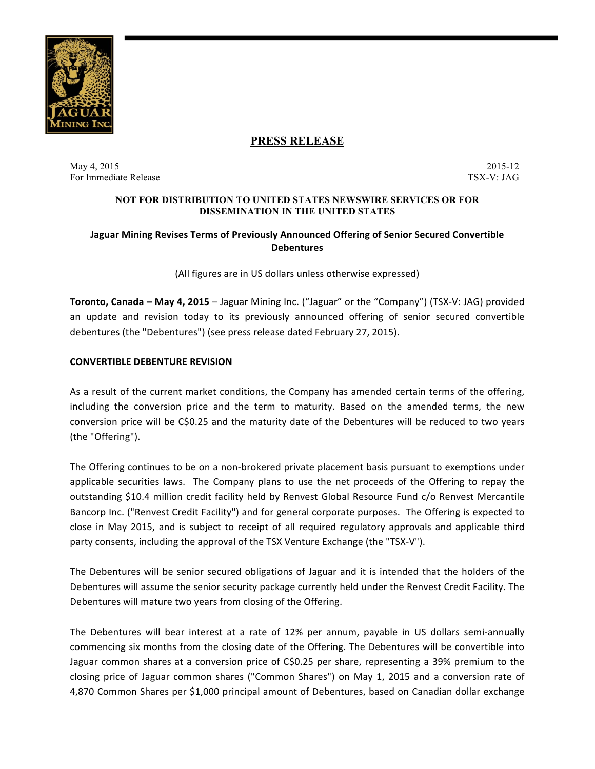# PRESS RELEASE

May 4, 2015
For Immediate Release

2015-12
TSX-V: JAG

**NOT FOR DISTRIBUTION TO UNITED STATES NEWSWIRE SERVICES OR FOR DISSEMINATION IN THE UNITED STATES**

## Jaguar Mining Revises Terms of Previously Announced Offering of Senior Secured Convertible Debentures

(All figures are in US dollars unless otherwise expressed)

**Toronto, Canada – May 4, 2015** – Jaguar Mining Inc. ("Jaguar" or the "Company") (TSX-V: JAG) provided an update and revision today to its previously announced offering of senior secured convertible debentures (the "Debentures") (see press release dated February 27, 2015).

### CONVERTIBLE DEBENTURE REVISION

As a result of the current market conditions, the Company has amended certain terms of the offering, including the conversion price and the term to maturity. Based on the amended terms, the new conversion price will be C$0.25 and the maturity date of the Debentures will be reduced to two years (the "Offering").

The Offering continues to be on a non-brokered private placement basis pursuant to exemptions under applicable securities laws. The Company plans to use the net proceeds of the Offering to repay the outstanding $10.4 million credit facility held by Renvest Global Resource Fund c/o Renvest Mercantile Bancorp Inc. ("Renvest Credit Facility") and for general corporate purposes. The Offering is expected to close in May 2015, and is subject to receipt of all required regulatory approvals and applicable third party consents, including the approval of the TSX Venture Exchange (the "TSX-V").

The Debentures will be senior secured obligations of Jaguar and it is intended that the holders of the Debentures will assume the senior security package currently held under the Renvest Credit Facility. The Debentures will mature two years from closing of the Offering.

The Debentures will bear interest at a rate of 12% per annum, payable in US dollars semi-annually commencing six months from the closing date of the Offering. The Debentures will be convertible into Jaguar common shares at a conversion price of C$0.25 per share, representing a 39% premium to the closing price of Jaguar common shares ("Common Shares") on May 1, 2015 and a conversion rate of 4,870 Common Shares per $1,000 principal amount of Debentures, based on Canadian dollar exchange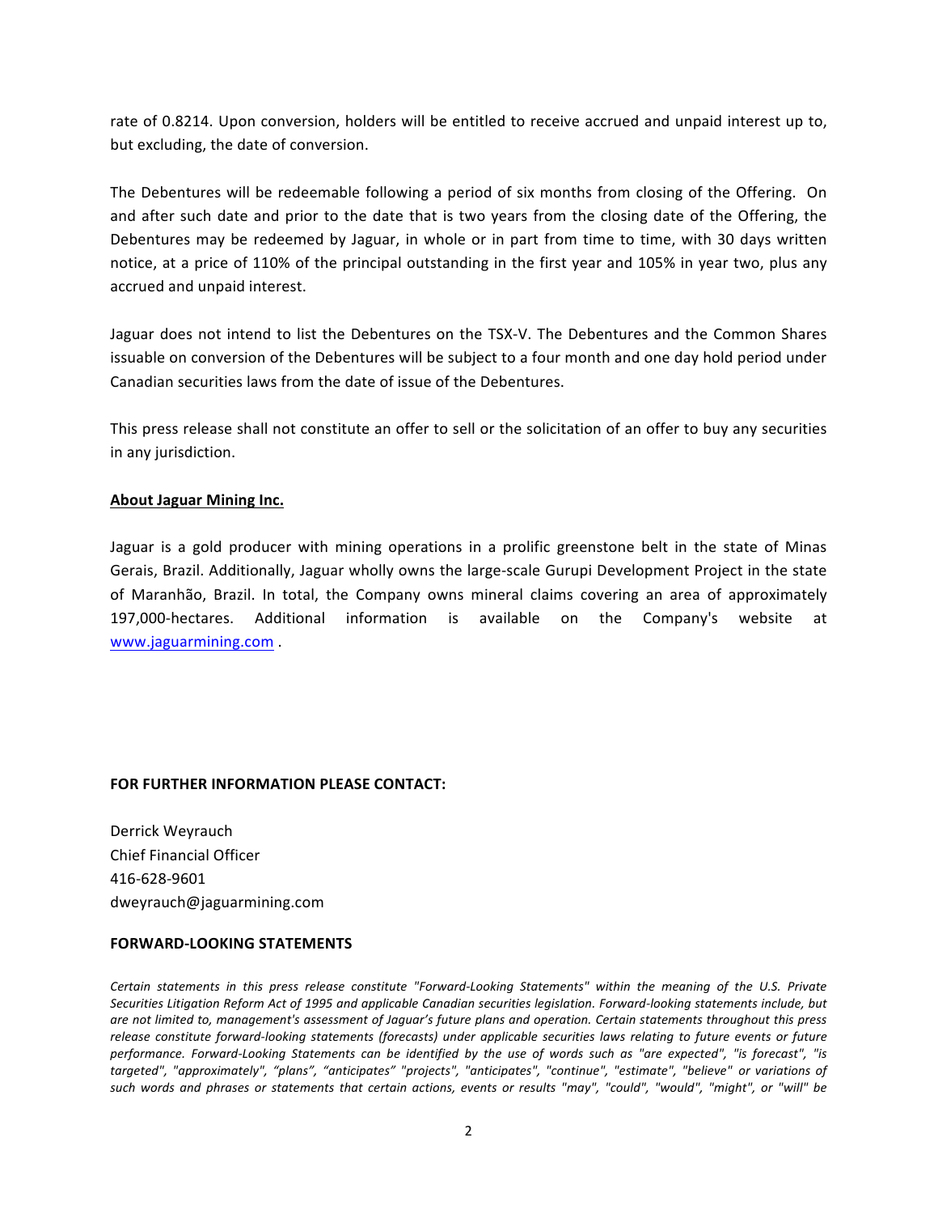rate of 0.8214. Upon conversion, holders will be entitled to receive accrued and unpaid interest up to, but excluding, the date of conversion.

The Debentures will be redeemable following a period of six months from closing of the Offering. On and after such date and prior to the date that is two years from the closing date of the Offering, the Debentures may be redeemed by Jaguar, in whole or in part from time to time, with 30 days written notice, at a price of 110% of the principal outstanding in the first year and 105% in year two, plus any accrued and unpaid interest.

Jaguar does not intend to list the Debentures on the TSX-V. The Debentures and the Common Shares issuable on conversion of the Debentures will be subject to a four month and one day hold period under Canadian securities laws from the date of issue of the Debentures.

This press release shall not constitute an offer to sell or the solicitation of an offer to buy any securities in any jurisdiction.

**About Jaguar Mining Inc.**

Jaguar is a gold producer with mining operations in a prolific greenstone belt in the state of Minas Gerais, Brazil. Additionally, Jaguar wholly owns the large-scale Gurupi Development Project in the state of Maranhão, Brazil. In total, the Company owns mineral claims covering an area of approximately 197,000-hectares. Additional information is available on the Company's website at www.jaguarmining.com .

**FOR FURTHER INFORMATION PLEASE CONTACT:**

Derrick Weyrauch
Chief Financial Officer
416-628-9601
dweyrauch@jaguarmining.com

**FORWARD-LOOKING STATEMENTS**

*Certain statements in this press release constitute "Forward-Looking Statements" within the meaning of the U.S. Private Securities Litigation Reform Act of 1995 and applicable Canadian securities legislation. Forward-looking statements include, but are not limited to, management's assessment of Jaguar's future plans and operation. Certain statements throughout this press release constitute forward-looking statements (forecasts) under applicable securities laws relating to future events or future performance. Forward-Looking Statements can be identified by the use of words such as "are expected", "is forecast", "is targeted", "approximately", "plans", "anticipates" "projects", "anticipates", "continue", "estimate", "believe" or variations of such words and phrases or statements that certain actions, events or results "may", "could", "would", "might", or "will" be*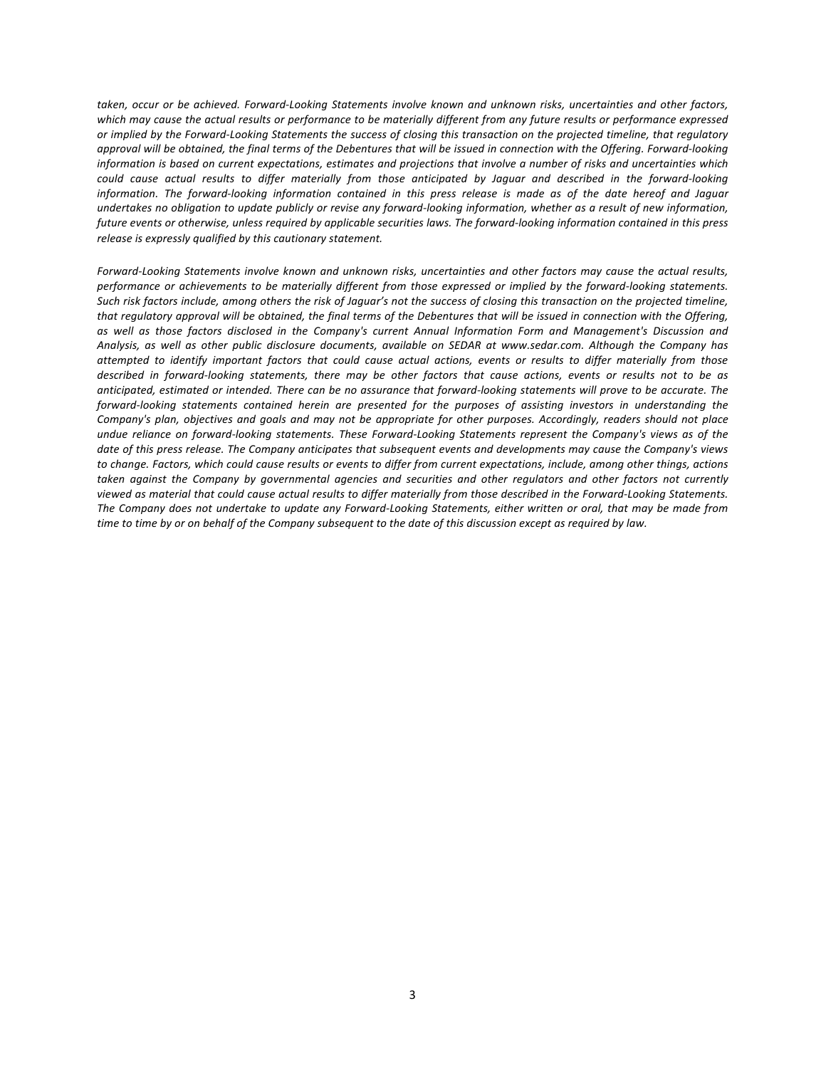*taken, occur or be achieved. Forward-Looking Statements involve known and unknown risks, uncertainties and other factors, which may cause the actual results or performance to be materially different from any future results or performance expressed or implied by the Forward-Looking Statements the success of closing this transaction on the projected timeline, that regulatory approval will be obtained, the final terms of the Debentures that will be issued in connection with the Offering. Forward-looking information is based on current expectations, estimates and projections that involve a number of risks and uncertainties which could cause actual results to differ materially from those anticipated by Jaguar and described in the forward-looking information. The forward-looking information contained in this press release is made as of the date hereof and Jaguar undertakes no obligation to update publicly or revise any forward-looking information, whether as a result of new information, future events or otherwise, unless required by applicable securities laws. The forward-looking information contained in this press release is expressly qualified by this cautionary statement.*

*Forward-Looking Statements involve known and unknown risks, uncertainties and other factors may cause the actual results, performance or achievements to be materially different from those expressed or implied by the forward-looking statements. Such risk factors include, among others the risk of Jaguar's not the success of closing this transaction on the projected timeline, that regulatory approval will be obtained, the final terms of the Debentures that will be issued in connection with the Offering, as well as those factors disclosed in the Company's current Annual Information Form and Management's Discussion and Analysis, as well as other public disclosure documents, available on SEDAR at www.sedar.com. Although the Company has attempted to identify important factors that could cause actual actions, events or results to differ materially from those described in forward-looking statements, there may be other factors that cause actions, events or results not to be as anticipated, estimated or intended. There can be no assurance that forward-looking statements will prove to be accurate. The forward-looking statements contained herein are presented for the purposes of assisting investors in understanding the Company's plan, objectives and goals and may not be appropriate for other purposes. Accordingly, readers should not place undue reliance on forward-looking statements. These Forward-Looking Statements represent the Company's views as of the date of this press release. The Company anticipates that subsequent events and developments may cause the Company's views to change. Factors, which could cause results or events to differ from current expectations, include, among other things, actions taken against the Company by governmental agencies and securities and other regulators and other factors not currently viewed as material that could cause actual results to differ materially from those described in the Forward-Looking Statements. The Company does not undertake to update any Forward-Looking Statements, either written or oral, that may be made from time to time by or on behalf of the Company subsequent to the date of this discussion except as required by law.*